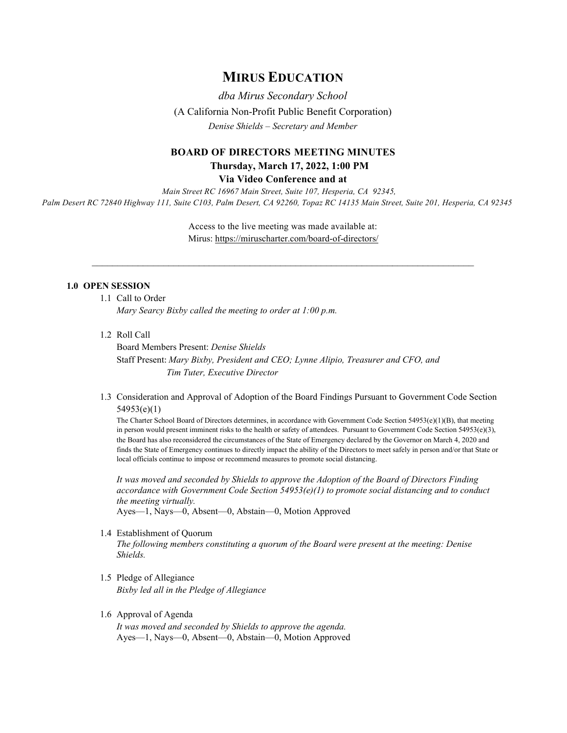# MIRUS EDUCATION

*dba Mirus Secondary School*

(A California Non-Profit Public Benefit Corporation)

*Denise Shields – Secretary and Member*

## BOARD OF DIRECTORS MEETING MINUTES

**Thursday, March 17, 2022, 1:00 PM**

**Via Video Conference and at**

*Main Street RC 16967 Main Street, Suite 107, Hesperia, CA 92345, Palm Desert RC 72840 Highway 111, Suite C103, Palm Desert, CA 92260, Topaz RC 14135 Main Street, Suite 201, Hesperia, CA 92345*

Access to the live meeting was made available at:
Mirus: https://miruscharter.com/board-of-directors/

---

### 1.0 OPEN SESSION

1.1 Call to Order

*Mary Searcy Bixby called the meeting to order at 1:00 p.m.*

1.2 Roll Call

Board Members Present: *Denise Shields*

Staff Present: *Mary Bixby, President and CEO; Lynne Alipio, Treasurer and CFO, and Tim Tuter, Executive Director*

1.3 Consideration and Approval of Adoption of the Board Findings Pursuant to Government Code Section 54953(e)(1)

The Charter School Board of Directors determines, in accordance with Government Code Section 54953(e)(1)(B), that meeting in person would present imminent risks to the health or safety of attendees. Pursuant to Government Code Section 54953(e)(3), the Board has also reconsidered the circumstances of the State of Emergency declared by the Governor on March 4, 2020 and finds the State of Emergency continues to directly impact the ability of the Directors to meet safely in person and/or that State or local officials continue to impose or recommend measures to promote social distancing.

*It was moved and seconded by Shields to approve the Adoption of the Board of Directors Finding accordance with Government Code Section 54953(e)(1) to promote social distancing and to conduct the meeting virtually.*

Ayes—1, Nays—0, Absent—0, Abstain—0, Motion Approved

1.4 Establishment of Quorum

*The following members constituting a quorum of the Board were present at the meeting: Denise Shields.*

1.5 Pledge of Allegiance

*Bixby led all in the Pledge of Allegiance*

1.6 Approval of Agenda

*It was moved and seconded by Shields to approve the agenda.*

Ayes—1, Nays—0, Absent—0, Abstain—0, Motion Approved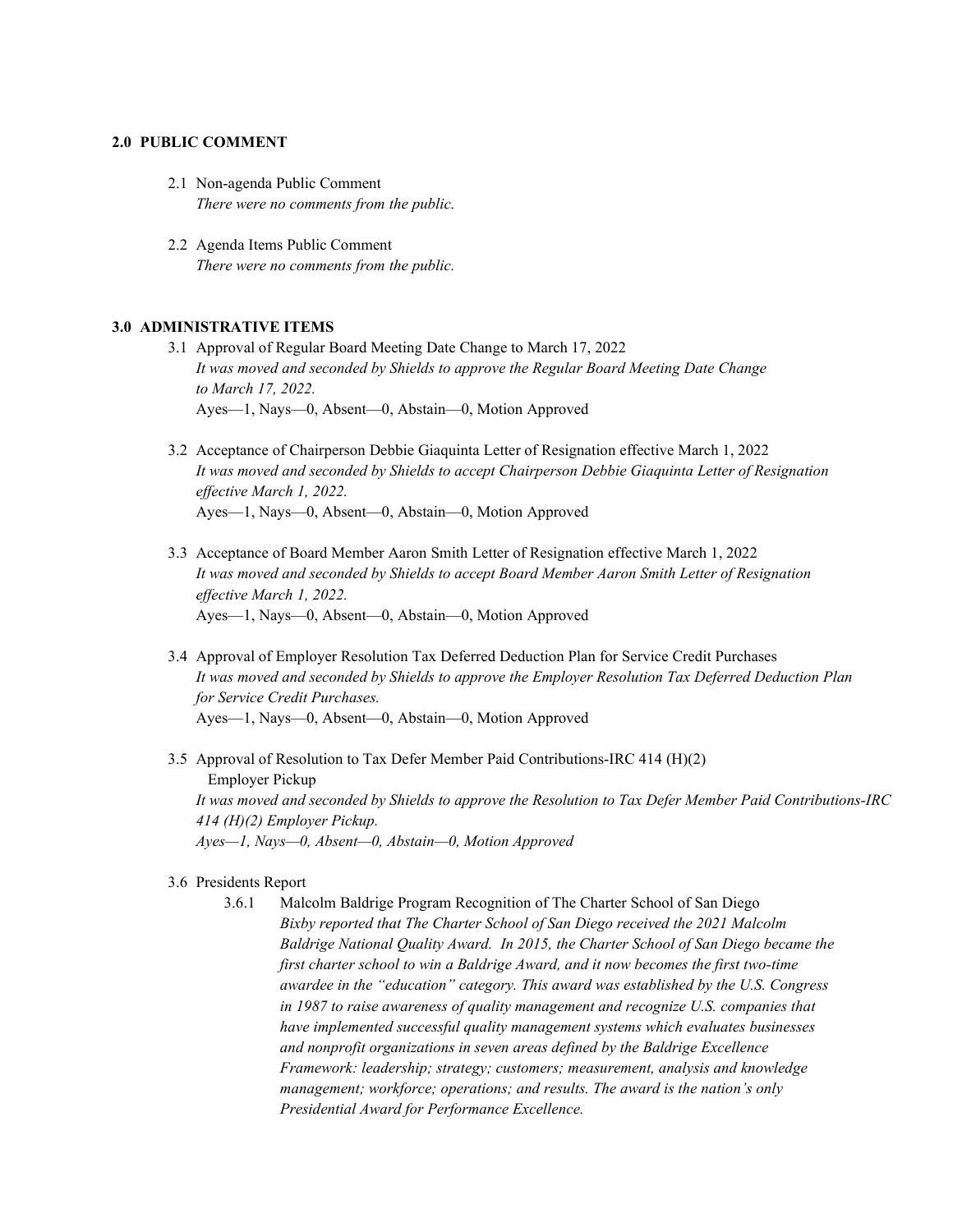**2.0 PUBLIC COMMENT**

2.1 Non-agenda Public Comment
*There were no comments from the public.*

2.2 Agenda Items Public Comment
*There were no comments from the public.*

**3.0 ADMINISTRATIVE ITEMS**

3.1 Approval of Regular Board Meeting Date Change to March 17, 2022
*It was moved and seconded by Shields to approve the Regular Board Meeting Date Change to March 17, 2022.*
Ayes—1, Nays—0, Absent—0, Abstain—0, Motion Approved

3.2 Acceptance of Chairperson Debbie Giaquinta Letter of Resignation effective March 1, 2022
*It was moved and seconded by Shields to accept Chairperson Debbie Giaquinta Letter of Resignation effective March 1, 2022.*
Ayes—1, Nays—0, Absent—0, Abstain—0, Motion Approved

3.3 Acceptance of Board Member Aaron Smith Letter of Resignation effective March 1, 2022
*It was moved and seconded by Shields to accept Board Member Aaron Smith Letter of Resignation effective March 1, 2022.*
Ayes—1, Nays—0, Absent—0, Abstain—0, Motion Approved

3.4 Approval of Employer Resolution Tax Deferred Deduction Plan for Service Credit Purchases
*It was moved and seconded by Shields to approve the Employer Resolution Tax Deferred Deduction Plan for Service Credit Purchases.*
Ayes—1, Nays—0, Absent—0, Abstain—0, Motion Approved

3.5 Approval of Resolution to Tax Defer Member Paid Contributions-IRC 414 (H)(2) Employer Pickup
*It was moved and seconded by Shields to approve the Resolution to Tax Defer Member Paid Contributions-IRC 414 (H)(2) Employer Pickup.*
*Ayes—1, Nays—0, Absent—0, Abstain—0, Motion Approved*

3.6 Presidents Report

3.6.1 Malcolm Baldrige Program Recognition of The Charter School of San Diego
*Bixby reported that The Charter School of San Diego received the 2021 Malcolm Baldrige National Quality Award. In 2015, the Charter School of San Diego became the first charter school to win a Baldrige Award, and it now becomes the first two-time awardee in the "education" category. This award was established by the U.S. Congress in 1987 to raise awareness of quality management and recognize U.S. companies that have implemented successful quality management systems which evaluates businesses and nonprofit organizations in seven areas defined by the Baldrige Excellence Framework: leadership; strategy; customers; measurement, analysis and knowledge management; workforce; operations; and results. The award is the nation's only Presidential Award for Performance Excellence.*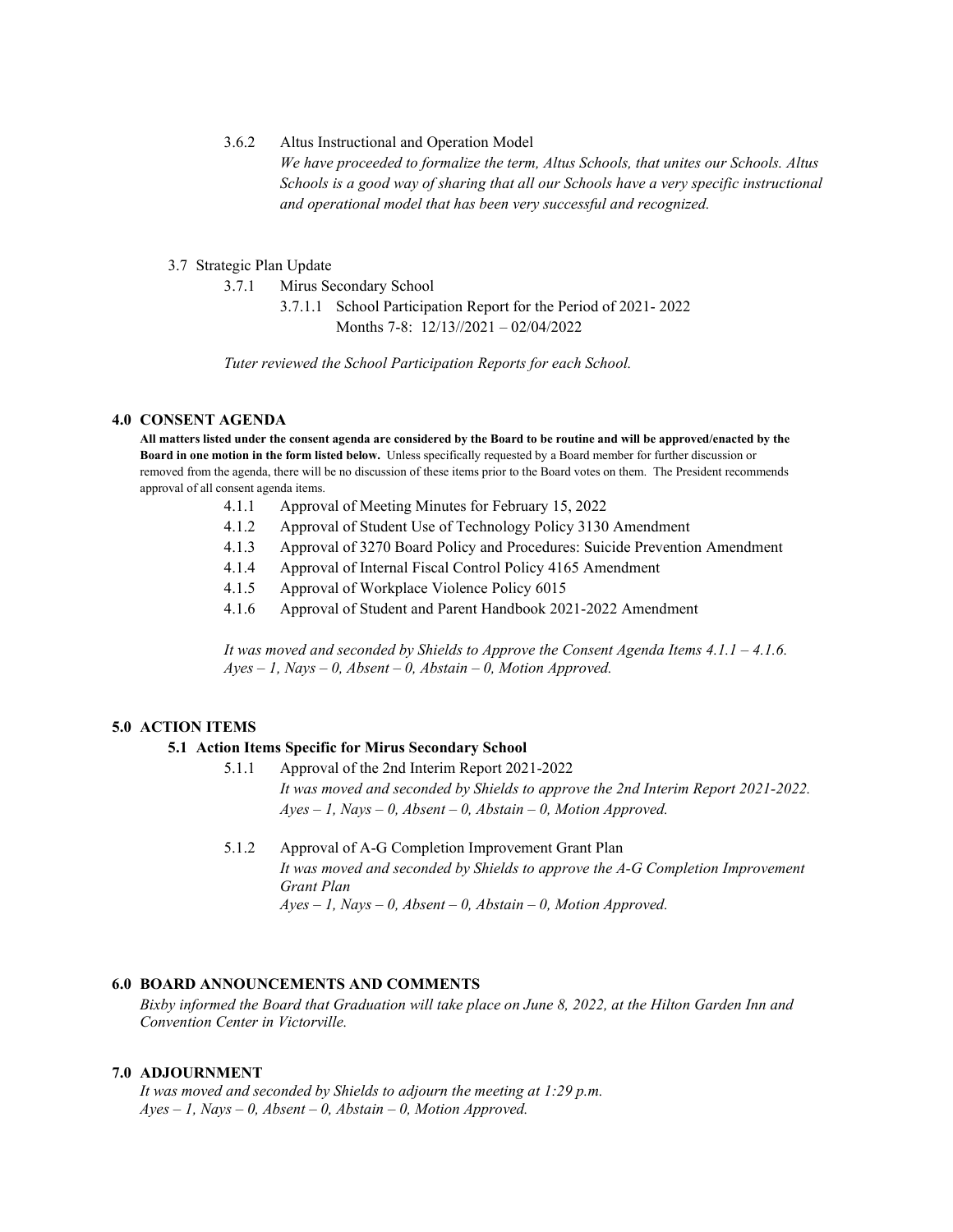3.6.2 Altus Instructional and Operation Model

*We have proceeded to formalize the term, Altus Schools, that unites our Schools. Altus Schools is a good way of sharing that all our Schools have a very specific instructional and operational model that has been very successful and recognized.*

3.7 Strategic Plan Update

3.7.1 Mirus Secondary School

3.7.1.1 School Participation Report for the Period of 2021- 2022
Months 7-8: 12/13//2021 – 02/04/2022

*Tuter reviewed the School Participation Reports for each School.*

## 4.0 CONSENT AGENDA

**All matters listed under the consent agenda are considered by the Board to be routine and will be approved/enacted by the Board in one motion in the form listed below.** Unless specifically requested by a Board member for further discussion or removed from the agenda, there will be no discussion of these items prior to the Board votes on them. The President recommends approval of all consent agenda items.

4.1.1 Approval of Meeting Minutes for February 15, 2022
4.1.2 Approval of Student Use of Technology Policy 3130 Amendment
4.1.3 Approval of 3270 Board Policy and Procedures: Suicide Prevention Amendment
4.1.4 Approval of Internal Fiscal Control Policy 4165 Amendment
4.1.5 Approval of Workplace Violence Policy 6015
4.1.6 Approval of Student and Parent Handbook 2021-2022 Amendment

*It was moved and seconded by Shields to Approve the Consent Agenda Items 4.1.1 – 4.1.6.*
*Ayes – 1, Nays – 0, Absent – 0, Abstain – 0, Motion Approved.*

## 5.0 ACTION ITEMS

### 5.1 Action Items Specific for Mirus Secondary School

5.1.1 Approval of the 2nd Interim Report 2021-2022

*It was moved and seconded by Shields to approve the 2nd Interim Report 2021-2022.*
*Ayes – 1, Nays – 0, Absent – 0, Abstain – 0, Motion Approved.*

5.1.2 Approval of A-G Completion Improvement Grant Plan

*It was moved and seconded by Shields to approve the A-G Completion Improvement Grant Plan*
*Ayes – 1, Nays – 0, Absent – 0, Abstain – 0, Motion Approved.*

## 6.0 BOARD ANNOUNCEMENTS AND COMMENTS

*Bixby informed the Board that Graduation will take place on June 8, 2022, at the Hilton Garden Inn and Convention Center in Victorville.*

## 7.0 ADJOURNMENT

*It was moved and seconded by Shields to adjourn the meeting at 1:29 p.m.*
*Ayes – 1, Nays – 0, Absent – 0, Abstain – 0, Motion Approved.*